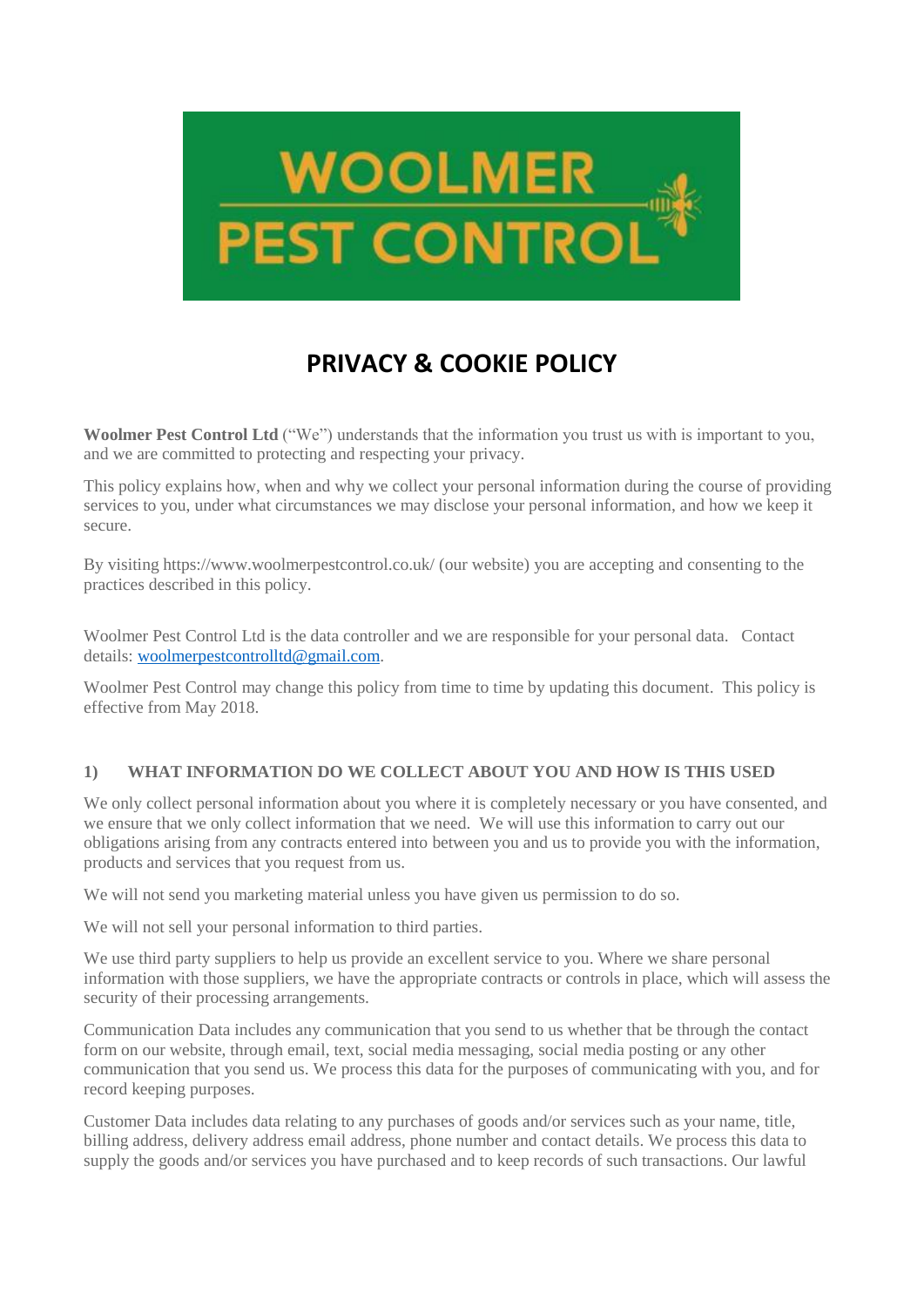# PRIVACY & COOKIE POLICY

**Woolmer Pest Control Ltd** ("We") understands that the information you trust us with is important to you, and we are committed to protecting and respecting your privacy.

This policy explains how, when and why we collect your personal information during the course of providing services to you, under what circumstances we may disclose your personal information, and how we keep it secure.

By visiting https://www.woolmerpestcontrol.co.uk/ (our website) you are accepting and consenting to the practices described in this policy.

Woolmer Pest Control Ltd is the data controller and we are responsible for your personal data. Contact details: woolmerpestcontrolltd@gmail.com.

Woolmer Pest Control may change this policy from time to time by updating this document. This policy is effective from May 2018.

## 1) WHAT INFORMATION DO WE COLLECT ABOUT YOU AND HOW IS THIS USED

We only collect personal information about you where it is completely necessary or you have consented, and we ensure that we only collect information that we need. We will use this information to carry out our obligations arising from any contracts entered into between you and us to provide you with the information, products and services that you request from us.

We will not send you marketing material unless you have given us permission to do so.

We will not sell your personal information to third parties.

We use third party suppliers to help us provide an excellent service to you. Where we share personal information with those suppliers, we have the appropriate contracts or controls in place, which will assess the security of their processing arrangements.

Communication Data includes any communication that you send to us whether that be through the contact form on our website, through email, text, social media messaging, social media posting or any other communication that you send us. We process this data for the purposes of communicating with you, and for record keeping purposes.

Customer Data includes data relating to any purchases of goods and/or services such as your name, title, billing address, delivery address email address, phone number and contact details. We process this data to supply the goods and/or services you have purchased and to keep records of such transactions. Our lawful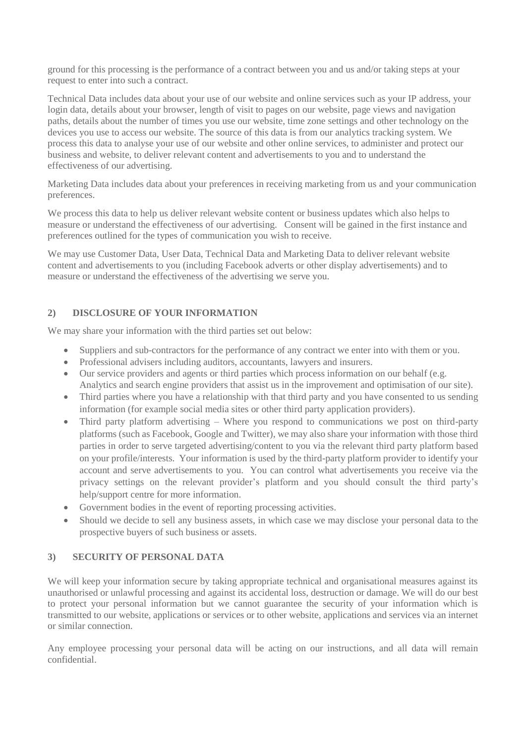ground for this processing is the performance of a contract between you and us and/or taking steps at your request to enter into such a contract.

Technical Data includes data about your use of our website and online services such as your IP address, your login data, details about your browser, length of visit to pages on our website, page views and navigation paths, details about the number of times you use our website, time zone settings and other technology on the devices you use to access our website. The source of this data is from our analytics tracking system. We process this data to analyse your use of our website and other online services, to administer and protect our business and website, to deliver relevant content and advertisements to you and to understand the effectiveness of our advertising.

Marketing Data includes data about your preferences in receiving marketing from us and your communication preferences.

We process this data to help us deliver relevant website content or business updates which also helps to measure or understand the effectiveness of our advertising. Consent will be gained in the first instance and preferences outlined for the types of communication you wish to receive.

We may use Customer Data, User Data, Technical Data and Marketing Data to deliver relevant website content and advertisements to you (including Facebook adverts or other display advertisements) and to measure or understand the effectiveness of the advertising we serve you.

## 2) DISCLOSURE OF YOUR INFORMATION

We may share your information with the third parties set out below:

- Suppliers and sub-contractors for the performance of any contract we enter into with them or you.
- Professional advisers including auditors, accountants, lawyers and insurers.
- Our service providers and agents or third parties which process information on our behalf (e.g. Analytics and search engine providers that assist us in the improvement and optimisation of our site).
- Third parties where you have a relationship with that third party and you have consented to us sending information (for example social media sites or other third party application providers).
- Third party platform advertising – Where you respond to communications we post on third-party platforms (such as Facebook, Google and Twitter), we may also share your information with those third parties in order to serve targeted advertising/content to you via the relevant third party platform based on your profile/interests. Your information is used by the third-party platform provider to identify your account and serve advertisements to you. You can control what advertisements you receive via the privacy settings on the relevant provider's platform and you should consult the third party's help/support centre for more information.
- Government bodies in the event of reporting processing activities.
- Should we decide to sell any business assets, in which case we may disclose your personal data to the prospective buyers of such business or assets.

## 3) SECURITY OF PERSONAL DATA

We will keep your information secure by taking appropriate technical and organisational measures against its unauthorised or unlawful processing and against its accidental loss, destruction or damage. We will do our best to protect your personal information but we cannot guarantee the security of your information which is transmitted to our website, applications or services or to other website, applications and services via an internet or similar connection.

Any employee processing your personal data will be acting on our instructions, and all data will remain confidential.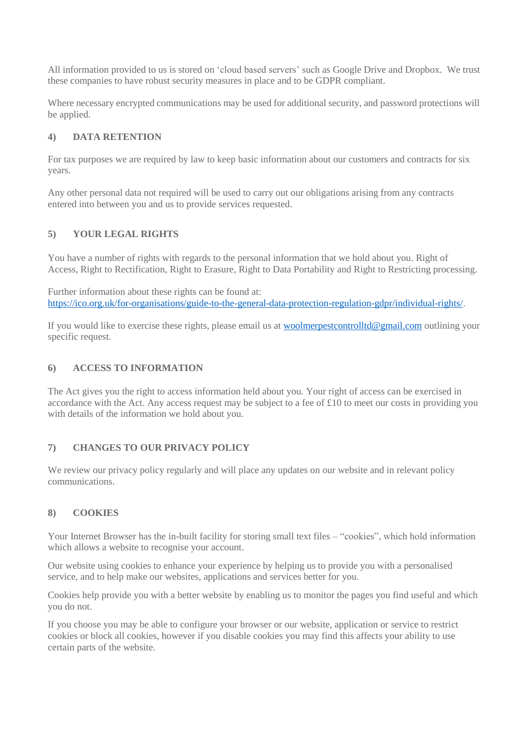All information provided to us is stored on 'cloud based servers' such as Google Drive and Dropbox. We trust these companies to have robust security measures in place and to be GDPR compliant.

Where necessary encrypted communications may be used for additional security, and password protections will be applied.

## 4) DATA RETENTION

For tax purposes we are required by law to keep basic information about our customers and contracts for six years.

Any other personal data not required will be used to carry out our obligations arising from any contracts entered into between you and us to provide services requested.

## 5) YOUR LEGAL RIGHTS

You have a number of rights with regards to the personal information that we hold about you. Right of Access, Right to Rectification, Right to Erasure, Right to Data Portability and Right to Restricting processing.

Further information about these rights can be found at: [https://ico.org.uk/for-organisations/guide-to-the-general-data-protection-regulation-gdpr/individual-rights/](https://ico.org.uk/for-organisations/guide-to-the-general-data-protection-regulation-gdpr/individual-rights/).

If you would like to exercise these rights, please email us at [woolmerpestcontrolltd@gmail.com](mailto:woolmerpestcontrolltd@gmail.com) outlining your specific request.

## 6) ACCESS TO INFORMATION

The Act gives you the right to access information held about you. Your right of access can be exercised in accordance with the Act. Any access request may be subject to a fee of £10 to meet our costs in providing you with details of the information we hold about you.

## 7) CHANGES TO OUR PRIVACY POLICY

We review our privacy policy regularly and will place any updates on our website and in relevant policy communications.

## 8) COOKIES

Your Internet Browser has the in-built facility for storing small text files – "cookies", which hold information which allows a website to recognise your account.

Our website using cookies to enhance your experience by helping us to provide you with a personalised service, and to help make our websites, applications and services better for you.

Cookies help provide you with a better website by enabling us to monitor the pages you find useful and which you do not.

If you choose you may be able to configure your browser or our website, application or service to restrict cookies or block all cookies, however if you disable cookies you may find this affects your ability to use certain parts of the website.